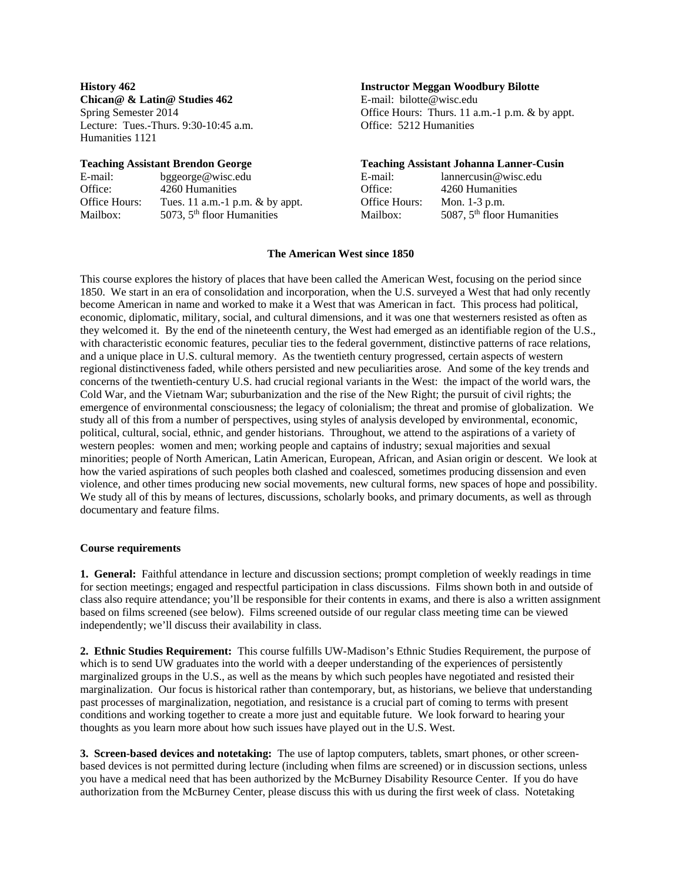**History 462**
**Chican@ & Latin@ Studies 462**
Spring Semester 2014
Lecture: Tues.-Thurs. 9:30-10:45 a.m.
Humanities 1121

**Instructor Meggan Woodbury Bilotte**
E-mail: bilotte@wisc.edu
Office Hours: Thurs. 11 a.m.-1 p.m. & by appt.
Office: 5212 Humanities

**Teaching Assistant Brendon George**

| | |
|---|---|
| E-mail: | bggeorge@wisc.edu |
| Office: | 4260 Humanities |
| Office Hours: | Tues. 11 a.m.-1 p.m. & by appt. |
| Mailbox: | 5073, 5th floor Humanities |

**Teaching Assistant Johanna Lanner-Cusin**

| | |
|---|---|
| E-mail: | lannercusin@wisc.edu |
| Office: | 4260 Humanities |
| Office Hours: | Mon. 1-3 p.m. |
| Mailbox: | 5087, 5th floor Humanities |

# The American West since 1850

This course explores the history of places that have been called the American West, focusing on the period since 1850. We start in an era of consolidation and incorporation, when the U.S. surveyed a West that had only recently become American in name and worked to make it a West that was American in fact. This process had political, economic, diplomatic, military, social, and cultural dimensions, and it was one that westerners resisted as often as they welcomed it. By the end of the nineteenth century, the West had emerged as an identifiable region of the U.S., with characteristic economic features, peculiar ties to the federal government, distinctive patterns of race relations, and a unique place in U.S. cultural memory. As the twentieth century progressed, certain aspects of western regional distinctiveness faded, while others persisted and new peculiarities arose. And some of the key trends and concerns of the twentieth-century U.S. had crucial regional variants in the West: the impact of the world wars, the Cold War, and the Vietnam War; suburbanization and the rise of the New Right; the pursuit of civil rights; the emergence of environmental consciousness; the legacy of colonialism; the threat and promise of globalization. We study all of this from a number of perspectives, using styles of analysis developed by environmental, economic, political, cultural, social, ethnic, and gender historians. Throughout, we attend to the aspirations of a variety of western peoples: women and men; working people and captains of industry; sexual majorities and sexual minorities; people of North American, Latin American, European, African, and Asian origin or descent. We look at how the varied aspirations of such peoples both clashed and coalesced, sometimes producing dissension and even violence, and other times producing new social movements, new cultural forms, new spaces of hope and possibility. We study all of this by means of lectures, discussions, scholarly books, and primary documents, as well as through documentary and feature films.

## Course requirements

**1. General:** Faithful attendance in lecture and discussion sections; prompt completion of weekly readings in time for section meetings; engaged and respectful participation in class discussions. Films shown both in and outside of class also require attendance; you'll be responsible for their contents in exams, and there is also a written assignment based on films screened (see below). Films screened outside of our regular class meeting time can be viewed independently; we'll discuss their availability in class.

**2. Ethnic Studies Requirement:** This course fulfills UW-Madison's Ethnic Studies Requirement, the purpose of which is to send UW graduates into the world with a deeper understanding of the experiences of persistently marginalized groups in the U.S., as well as the means by which such peoples have negotiated and resisted their marginalization. Our focus is historical rather than contemporary, but, as historians, we believe that understanding past processes of marginalization, negotiation, and resistance is a crucial part of coming to terms with present conditions and working together to create a more just and equitable future. We look forward to hearing your thoughts as you learn more about how such issues have played out in the U.S. West.

**3. Screen-based devices and notetaking:** The use of laptop computers, tablets, smart phones, or other screen-based devices is not permitted during lecture (including when films are screened) or in discussion sections, unless you have a medical need that has been authorized by the McBurney Disability Resource Center. If you do have authorization from the McBurney Center, please discuss this with us during the first week of class. Notetaking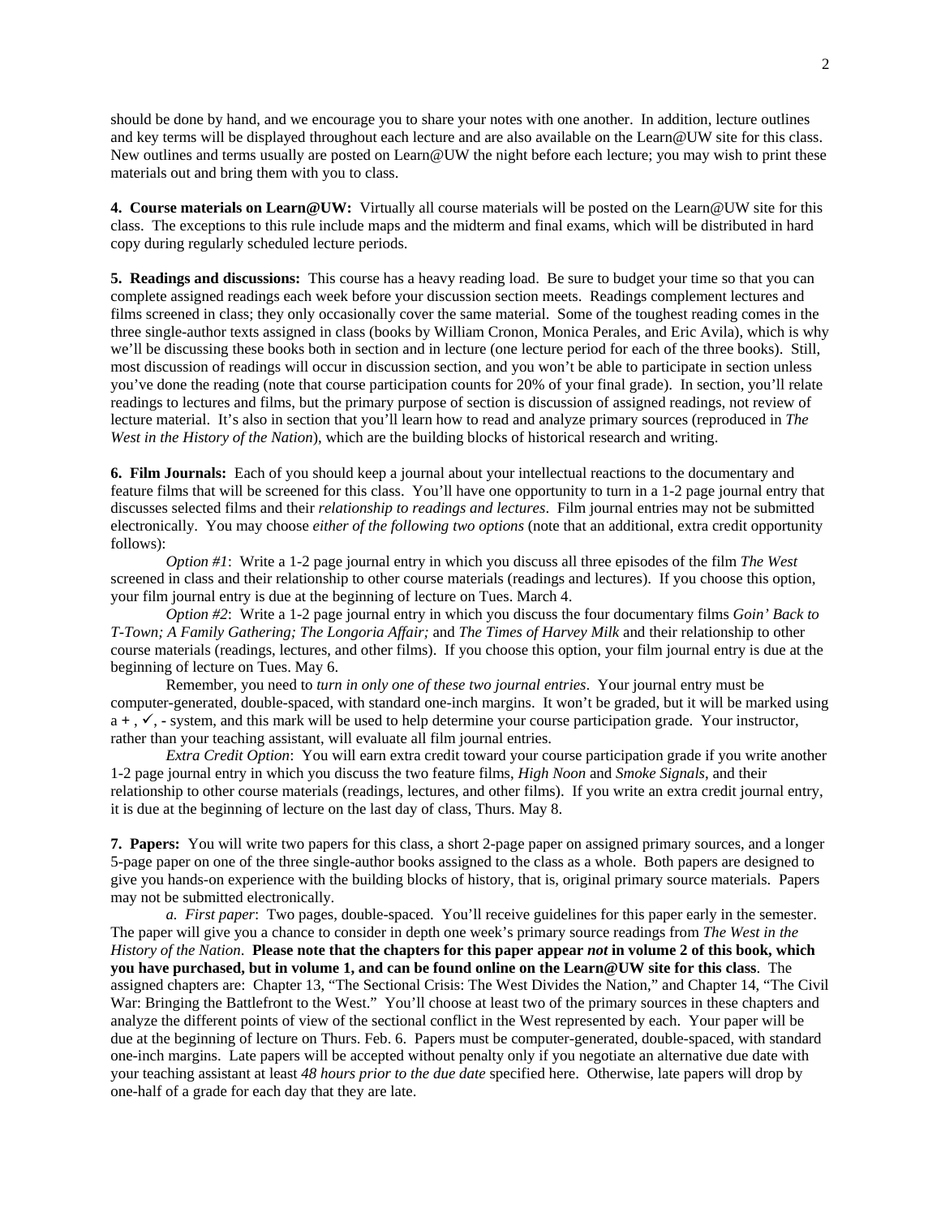should be done by hand, and we encourage you to share your notes with one another. In addition, lecture outlines and key terms will be displayed throughout each lecture and are also available on the Learn@UW site for this class. New outlines and terms usually are posted on Learn@UW the night before each lecture; you may wish to print these materials out and bring them with you to class.

**4. Course materials on Learn@UW:** Virtually all course materials will be posted on the Learn@UW site for this class. The exceptions to this rule include maps and the midterm and final exams, which will be distributed in hard copy during regularly scheduled lecture periods.

**5. Readings and discussions:** This course has a heavy reading load. Be sure to budget your time so that you can complete assigned readings each week before your discussion section meets. Readings complement lectures and films screened in class; they only occasionally cover the same material. Some of the toughest reading comes in the three single-author texts assigned in class (books by William Cronon, Monica Perales, and Eric Avila), which is why we'll be discussing these books both in section and in lecture (one lecture period for each of the three books). Still, most discussion of readings will occur in discussion section, and you won't be able to participate in section unless you've done the reading (note that course participation counts for 20% of your final grade). In section, you'll relate readings to lectures and films, but the primary purpose of section is discussion of assigned readings, not review of lecture material. It's also in section that you'll learn how to read and analyze primary sources (reproduced in *The West in the History of the Nation*), which are the building blocks of historical research and writing.

**6. Film Journals:** Each of you should keep a journal about your intellectual reactions to the documentary and feature films that will be screened for this class. You'll have one opportunity to turn in a 1-2 page journal entry that discusses selected films and their *relationship to readings and lectures*. Film journal entries may not be submitted electronically. You may choose *either of the following two options* (note that an additional, extra credit opportunity follows):

*Option #1*: Write a 1-2 page journal entry in which you discuss all three episodes of the film *The West* screened in class and their relationship to other course materials (readings and lectures). If you choose this option, your film journal entry is due at the beginning of lecture on Tues. March 4.

*Option #2*: Write a 1-2 page journal entry in which you discuss the four documentary films *Goin' Back to T-Town; A Family Gathering; The Longoria Affair;* and *The Times of Harvey Milk* and their relationship to other course materials (readings, lectures, and other films). If you choose this option, your film journal entry is due at the beginning of lecture on Tues. May 6.

Remember, you need to *turn in only one of these two journal entries*. Your journal entry must be computer-generated, double-spaced, with standard one-inch margins. It won't be graded, but it will be marked using a + , ✓, - system, and this mark will be used to help determine your course participation grade. Your instructor, rather than your teaching assistant, will evaluate all film journal entries.

*Extra Credit Option*: You will earn extra credit toward your course participation grade if you write another 1-2 page journal entry in which you discuss the two feature films, *High Noon* and *Smoke Signals*, and their relationship to other course materials (readings, lectures, and other films). If you write an extra credit journal entry, it is due at the beginning of lecture on the last day of class, Thurs. May 8.

**7. Papers:** You will write two papers for this class, a short 2-page paper on assigned primary sources, and a longer 5-page paper on one of the three single-author books assigned to the class as a whole. Both papers are designed to give you hands-on experience with the building blocks of history, that is, original primary source materials. Papers may not be submitted electronically.

*a. First paper*: Two pages, double-spaced. You'll receive guidelines for this paper early in the semester. The paper will give you a chance to consider in depth one week's primary source readings from *The West in the History of the Nation*. **Please note that the chapters for this paper appear *not* in volume 2 of this book, which you have purchased, but in volume 1, and can be found online on the Learn@UW site for this class**. The assigned chapters are: Chapter 13, "The Sectional Crisis: The West Divides the Nation," and Chapter 14, "The Civil War: Bringing the Battlefront to the West." You'll choose at least two of the primary sources in these chapters and analyze the different points of view of the sectional conflict in the West represented by each. Your paper will be due at the beginning of lecture on Thurs. Feb. 6. Papers must be computer-generated, double-spaced, with standard one-inch margins. Late papers will be accepted without penalty only if you negotiate an alternative due date with your teaching assistant at least *48 hours prior to the due date* specified here. Otherwise, late papers will drop by one-half of a grade for each day that they are late.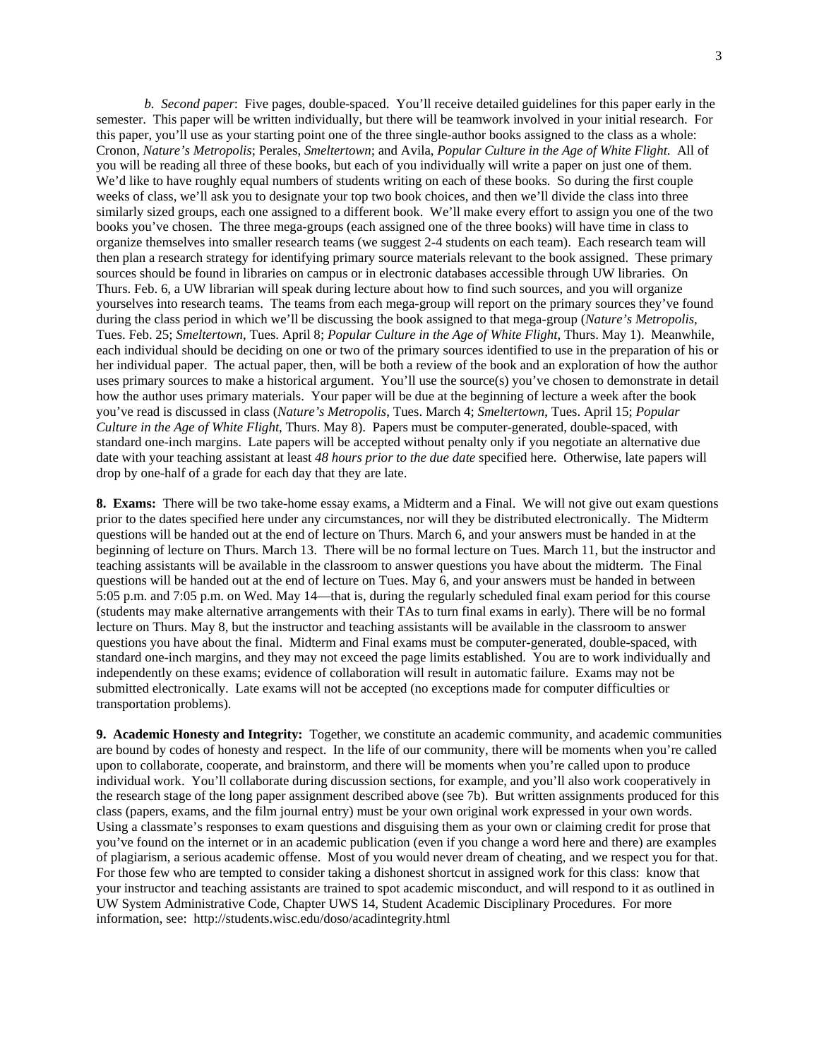*b. Second paper*: Five pages, double-spaced. You'll receive detailed guidelines for this paper early in the semester. This paper will be written individually, but there will be teamwork involved in your initial research. For this paper, you'll use as your starting point one of the three single-author books assigned to the class as a whole: Cronon, *Nature's Metropolis*; Perales, *Smeltertown*; and Avila, *Popular Culture in the Age of White Flight*. All of you will be reading all three of these books, but each of you individually will write a paper on just one of them. We'd like to have roughly equal numbers of students writing on each of these books. So during the first couple weeks of class, we'll ask you to designate your top two book choices, and then we'll divide the class into three similarly sized groups, each one assigned to a different book. We'll make every effort to assign you one of the two books you've chosen. The three mega-groups (each assigned one of the three books) will have time in class to organize themselves into smaller research teams (we suggest 2-4 students on each team). Each research team will then plan a research strategy for identifying primary source materials relevant to the book assigned. These primary sources should be found in libraries on campus or in electronic databases accessible through UW libraries. On Thurs. Feb. 6, a UW librarian will speak during lecture about how to find such sources, and you will organize yourselves into research teams. The teams from each mega-group will report on the primary sources they've found during the class period in which we'll be discussing the book assigned to that mega-group (*Nature's Metropolis*, Tues. Feb. 25; *Smeltertown*, Tues. April 8; *Popular Culture in the Age of White Flight*, Thurs. May 1). Meanwhile, each individual should be deciding on one or two of the primary sources identified to use in the preparation of his or her individual paper. The actual paper, then, will be both a review of the book and an exploration of how the author uses primary sources to make a historical argument. You'll use the source(s) you've chosen to demonstrate in detail how the author uses primary materials. Your paper will be due at the beginning of lecture a week after the book you've read is discussed in class (*Nature's Metropolis*, Tues. March 4; *Smeltertown*, Tues. April 15; *Popular Culture in the Age of White Flight*, Thurs. May 8). Papers must be computer-generated, double-spaced, with standard one-inch margins. Late papers will be accepted without penalty only if you negotiate an alternative due date with your teaching assistant at least *48 hours prior to the due date* specified here. Otherwise, late papers will drop by one-half of a grade for each day that they are late.

**8. Exams:** There will be two take-home essay exams, a Midterm and a Final. We will not give out exam questions prior to the dates specified here under any circumstances, nor will they be distributed electronically. The Midterm questions will be handed out at the end of lecture on Thurs. March 6, and your answers must be handed in at the beginning of lecture on Thurs. March 13. There will be no formal lecture on Tues. March 11, but the instructor and teaching assistants will be available in the classroom to answer questions you have about the midterm. The Final questions will be handed out at the end of lecture on Tues. May 6, and your answers must be handed in between 5:05 p.m. and 7:05 p.m. on Wed. May 14—that is, during the regularly scheduled final exam period for this course (students may make alternative arrangements with their TAs to turn final exams in early). There will be no formal lecture on Thurs. May 8, but the instructor and teaching assistants will be available in the classroom to answer questions you have about the final. Midterm and Final exams must be computer-generated, double-spaced, with standard one-inch margins, and they may not exceed the page limits established. You are to work individually and independently on these exams; evidence of collaboration will result in automatic failure. Exams may not be submitted electronically. Late exams will not be accepted (no exceptions made for computer difficulties or transportation problems).

**9. Academic Honesty and Integrity:** Together, we constitute an academic community, and academic communities are bound by codes of honesty and respect. In the life of our community, there will be moments when you're called upon to collaborate, cooperate, and brainstorm, and there will be moments when you're called upon to produce individual work. You'll collaborate during discussion sections, for example, and you'll also work cooperatively in the research stage of the long paper assignment described above (see 7b). But written assignments produced for this class (papers, exams, and the film journal entry) must be your own original work expressed in your own words. Using a classmate's responses to exam questions and disguising them as your own or claiming credit for prose that you've found on the internet or in an academic publication (even if you change a word here and there) are examples of plagiarism, a serious academic offense. Most of you would never dream of cheating, and we respect you for that. For those few who are tempted to consider taking a dishonest shortcut in assigned work for this class: know that your instructor and teaching assistants are trained to spot academic misconduct, and will respond to it as outlined in UW System Administrative Code, Chapter UWS 14, Student Academic Disciplinary Procedures. For more information, see: http://students.wisc.edu/doso/acadintegrity.html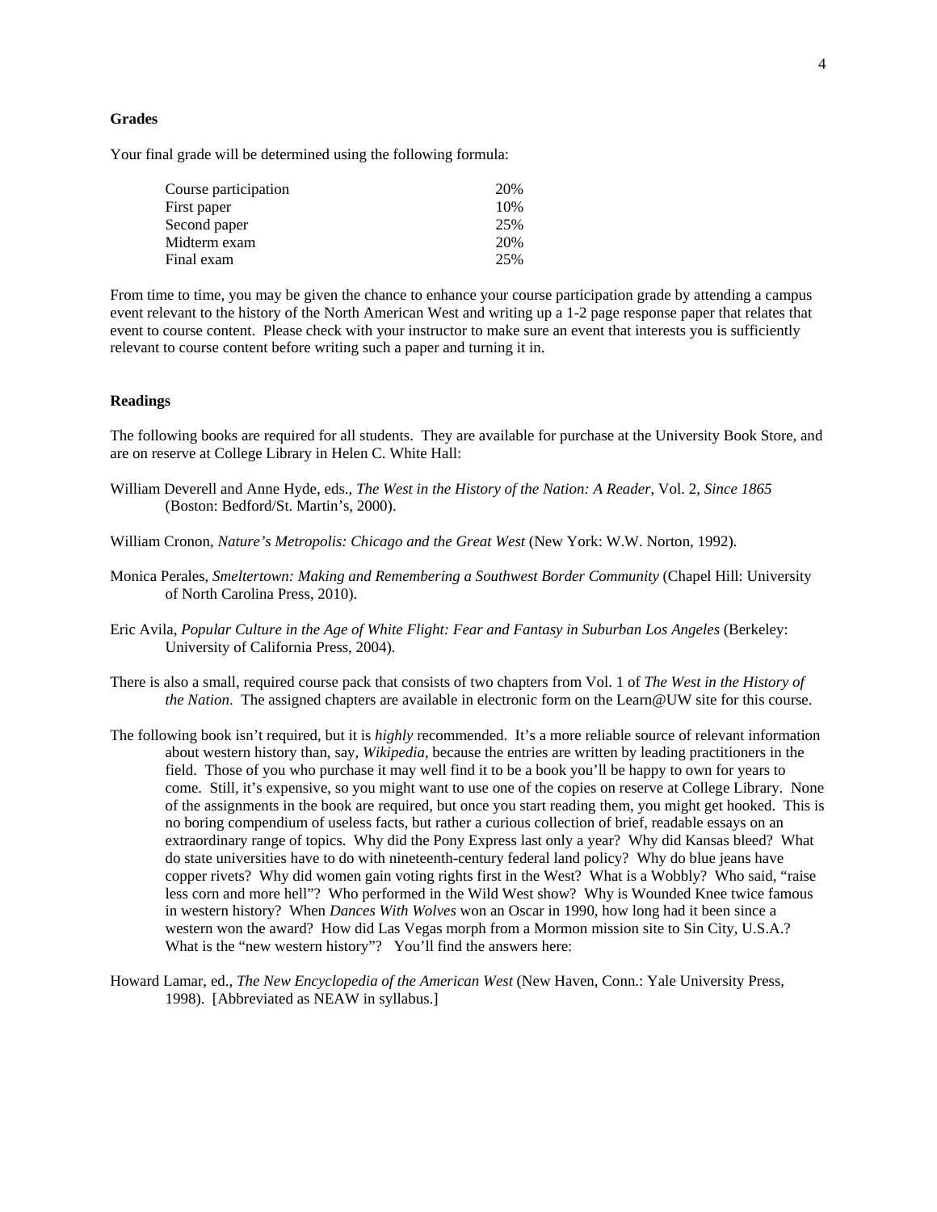**Grades**

Your final grade will be determined using the following formula:

| | |
|---|---|
| Course participation | 20% |
| First paper | 10% |
| Second paper | 25% |
| Midterm exam | 20% |
| Final exam | 25% |

From time to time, you may be given the chance to enhance your course participation grade by attending a campus event relevant to the history of the North American West and writing up a 1-2 page response paper that relates that event to course content. Please check with your instructor to make sure an event that interests you is sufficiently relevant to course content before writing such a paper and turning it in.

**Readings**

The following books are required for all students. They are available for purchase at the University Book Store, and are on reserve at College Library in Helen C. White Hall:

William Deverell and Anne Hyde, eds., *The West in the History of the Nation: A Reader*, Vol. 2, *Since 1865* (Boston: Bedford/St. Martin's, 2000).

William Cronon, *Nature's Metropolis: Chicago and the Great West* (New York: W.W. Norton, 1992).

Monica Perales, *Smeltertown: Making and Remembering a Southwest Border Community* (Chapel Hill: University of North Carolina Press, 2010).

Eric Avila, *Popular Culture in the Age of White Flight: Fear and Fantasy in Suburban Los Angeles* (Berkeley: University of California Press, 2004).

There is also a small, required course pack that consists of two chapters from Vol. 1 of *The West in the History of the Nation*. The assigned chapters are available in electronic form on the Learn@UW site for this course.

The following book isn't required, but it is *highly* recommended. It's a more reliable source of relevant information about western history than, say, *Wikipedia*, because the entries are written by leading practitioners in the field. Those of you who purchase it may well find it to be a book you'll be happy to own for years to come. Still, it's expensive, so you might want to use one of the copies on reserve at College Library. None of the assignments in the book are required, but once you start reading them, you might get hooked. This is no boring compendium of useless facts, but rather a curious collection of brief, readable essays on an extraordinary range of topics. Why did the Pony Express last only a year? Why did Kansas bleed? What do state universities have to do with nineteenth-century federal land policy? Why do blue jeans have copper rivets? Why did women gain voting rights first in the West? What is a Wobbly? Who said, "raise less corn and more hell"? Who performed in the Wild West show? Why is Wounded Knee twice famous in western history? When *Dances With Wolves* won an Oscar in 1990, how long had it been since a western won the award? How did Las Vegas morph from a Mormon mission site to Sin City, U.S.A.? What is the "new western history"? You'll find the answers here:

Howard Lamar, ed., *The New Encyclopedia of the American West* (New Haven, Conn.: Yale University Press, 1998). [Abbreviated as NEAW in syllabus.]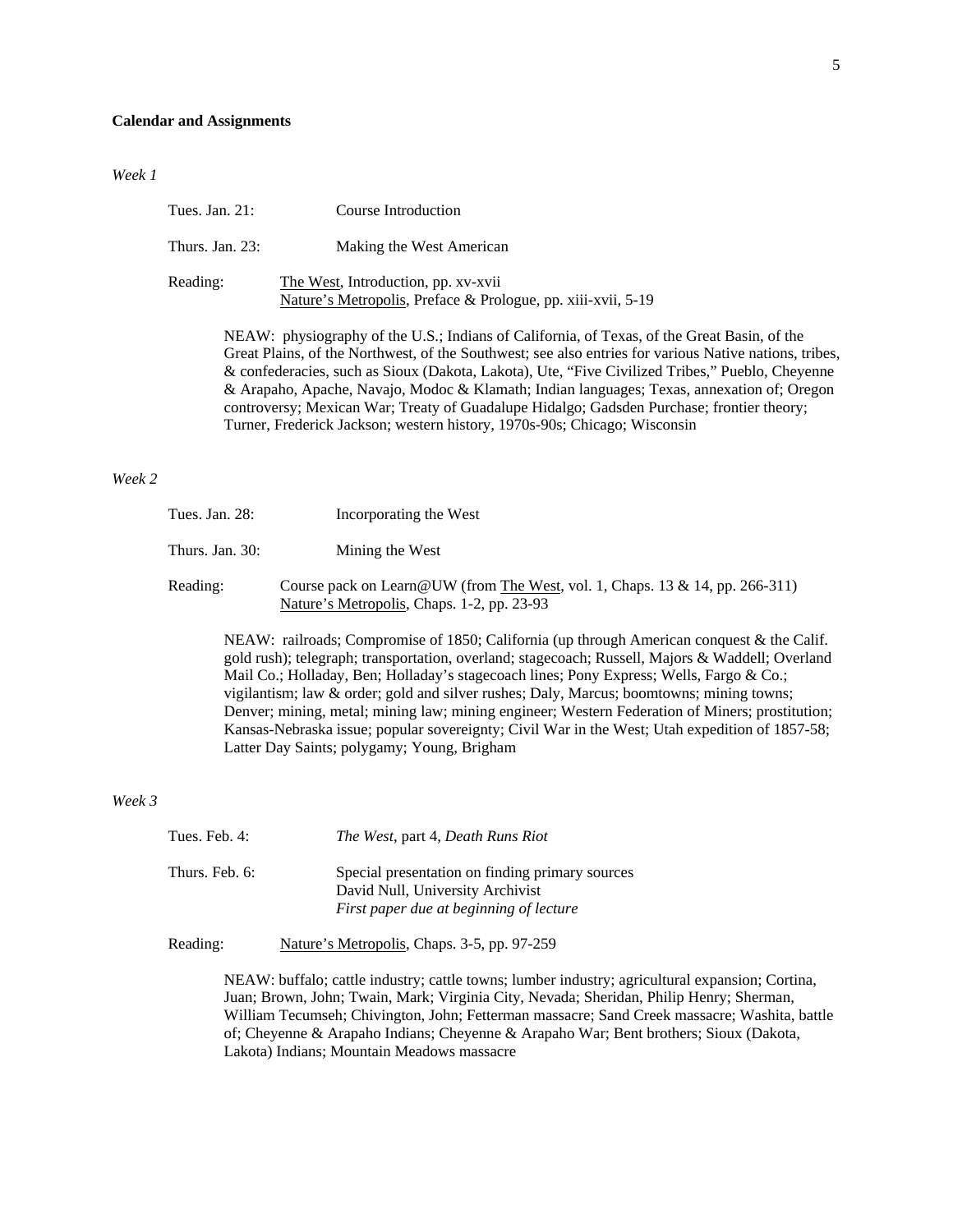**Calendar and Assignments**

*Week 1*

Tues. Jan. 21: Course Introduction

Thurs. Jan. 23: Making the West American

Reading: The West, Introduction, pp. xv-xvii
Nature's Metropolis, Preface & Prologue, pp. xiii-xvii, 5-19

NEAW: physiography of the U.S.; Indians of California, of Texas, of the Great Basin, of the Great Plains, of the Northwest, of the Southwest; see also entries for various Native nations, tribes, & confederacies, such as Sioux (Dakota, Lakota), Ute, "Five Civilized Tribes," Pueblo, Cheyenne & Arapaho, Apache, Navajo, Modoc & Klamath; Indian languages; Texas, annexation of; Oregon controversy; Mexican War; Treaty of Guadalupe Hidalgo; Gadsden Purchase; frontier theory; Turner, Frederick Jackson; western history, 1970s-90s; Chicago; Wisconsin

*Week 2*

Tues. Jan. 28: Incorporating the West

Thurs. Jan. 30: Mining the West

Reading: Course pack on Learn@UW (from The West, vol. 1, Chaps. 13 & 14, pp. 266-311)
Nature's Metropolis, Chaps. 1-2, pp. 23-93

NEAW: railroads; Compromise of 1850; California (up through American conquest & the Calif. gold rush); telegraph; transportation, overland; stagecoach; Russell, Majors & Waddell; Overland Mail Co.; Holladay, Ben; Holladay's stagecoach lines; Pony Express; Wells, Fargo & Co.; vigilantism; law & order; gold and silver rushes; Daly, Marcus; boomtowns; mining towns; Denver; mining, metal; mining law; mining engineer; Western Federation of Miners; prostitution; Kansas-Nebraska issue; popular sovereignty; Civil War in the West; Utah expedition of 1857-58; Latter Day Saints; polygamy; Young, Brigham

*Week 3*

Tues. Feb. 4: *The West*, part 4, *Death Runs Riot*

Thurs. Feb. 6: Special presentation on finding primary sources
David Null, University Archivist
*First paper due at beginning of lecture*

Reading: Nature's Metropolis, Chaps. 3-5, pp. 97-259

NEAW: buffalo; cattle industry; cattle towns; lumber industry; agricultural expansion; Cortina, Juan; Brown, John; Twain, Mark; Virginia City, Nevada; Sheridan, Philip Henry; Sherman, William Tecumseh; Chivington, John; Fetterman massacre; Sand Creek massacre; Washita, battle of; Cheyenne & Arapaho Indians; Cheyenne & Arapaho War; Bent brothers; Sioux (Dakota, Lakota) Indians; Mountain Meadows massacre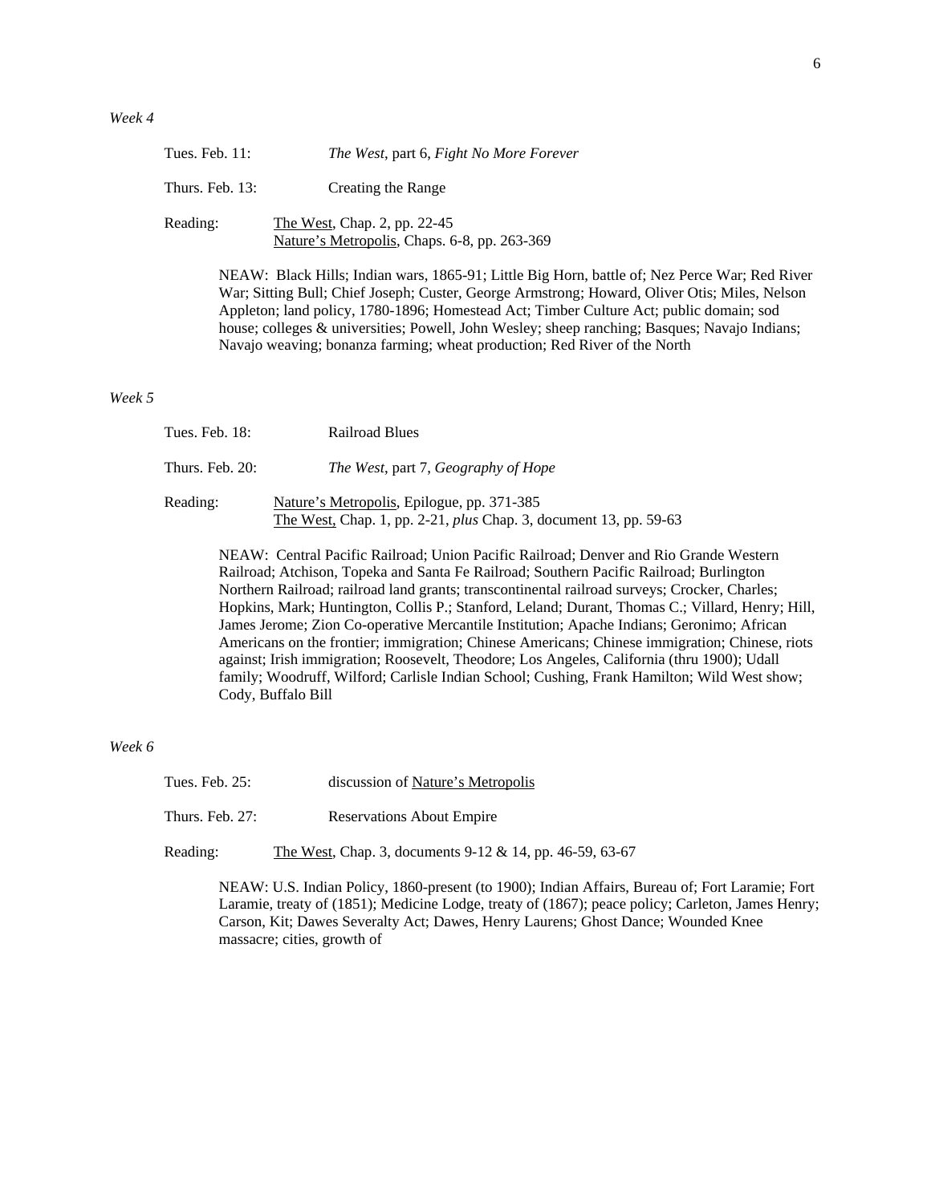*Week 4*

Tues. Feb. 11: *The West*, part 6, *Fight No More Forever*

Thurs. Feb. 13: Creating the Range

Reading: The West, Chap. 2, pp. 22-45
Nature's Metropolis, Chaps. 6-8, pp. 263-369

NEAW: Black Hills; Indian wars, 1865-91; Little Big Horn, battle of; Nez Perce War; Red River War; Sitting Bull; Chief Joseph; Custer, George Armstrong; Howard, Oliver Otis; Miles, Nelson Appleton; land policy, 1780-1896; Homestead Act; Timber Culture Act; public domain; sod house; colleges & universities; Powell, John Wesley; sheep ranching; Basques; Navajo Indians; Navajo weaving; bonanza farming; wheat production; Red River of the North

*Week 5*

Tues. Feb. 18: Railroad Blues

Thurs. Feb. 20: *The West*, part 7, *Geography of Hope*

Reading: Nature's Metropolis, Epilogue, pp. 371-385
The West, Chap. 1, pp. 2-21, *plus* Chap. 3, document 13, pp. 59-63

NEAW: Central Pacific Railroad; Union Pacific Railroad; Denver and Rio Grande Western Railroad; Atchison, Topeka and Santa Fe Railroad; Southern Pacific Railroad; Burlington Northern Railroad; railroad land grants; transcontinental railroad surveys; Crocker, Charles; Hopkins, Mark; Huntington, Collis P.; Stanford, Leland; Durant, Thomas C.; Villard, Henry; Hill, James Jerome; Zion Co-operative Mercantile Institution; Apache Indians; Geronimo; African Americans on the frontier; immigration; Chinese Americans; Chinese immigration; Chinese, riots against; Irish immigration; Roosevelt, Theodore; Los Angeles, California (thru 1900); Udall family; Woodruff, Wilford; Carlisle Indian School; Cushing, Frank Hamilton; Wild West show; Cody, Buffalo Bill

*Week 6*

Tues. Feb. 25: discussion of Nature's Metropolis

Thurs. Feb. 27: Reservations About Empire

Reading: The West, Chap. 3, documents 9-12 & 14, pp. 46-59, 63-67

NEAW: U.S. Indian Policy, 1860-present (to 1900); Indian Affairs, Bureau of; Fort Laramie; Fort Laramie, treaty of (1851); Medicine Lodge, treaty of (1867); peace policy; Carleton, James Henry; Carson, Kit; Dawes Severalty Act; Dawes, Henry Laurens; Ghost Dance; Wounded Knee massacre; cities, growth of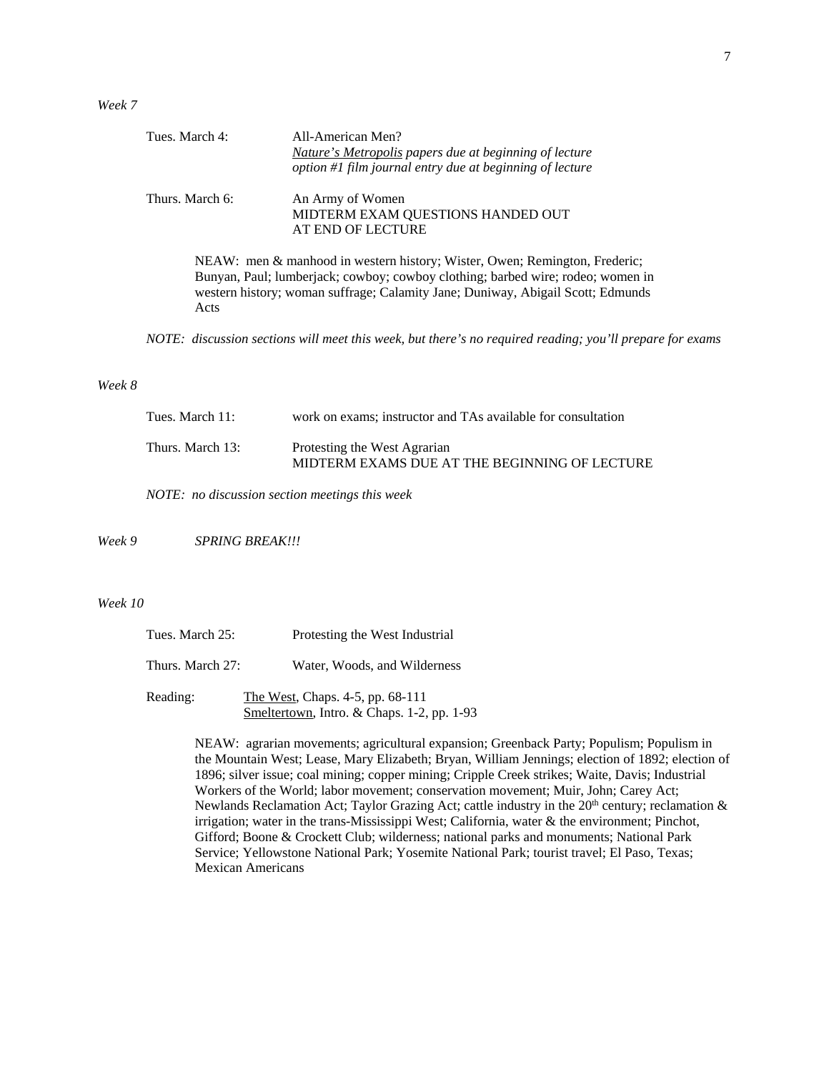*Week 7*

Tues. March 4: All-American Men?
*Nature's Metropolis papers due at beginning of lecture*
*option #1 film journal entry due at beginning of lecture*

Thurs. March 6: An Army of Women
MIDTERM EXAM QUESTIONS HANDED OUT AT END OF LECTURE

NEAW: men & manhood in western history; Wister, Owen; Remington, Frederic; Bunyan, Paul; lumberjack; cowboy; cowboy clothing; barbed wire; rodeo; women in western history; woman suffrage; Calamity Jane; Duniway, Abigail Scott; Edmunds Acts

*NOTE: discussion sections will meet this week, but there's no required reading; you'll prepare for exams*

*Week 8*

Tues. March 11: work on exams; instructor and TAs available for consultation

Thurs. March 13: Protesting the West Agrarian
MIDTERM EXAMS DUE AT THE BEGINNING OF LECTURE

*NOTE: no discussion section meetings this week*

*Week 9* *SPRING BREAK!!!*

*Week 10*

Tues. March 25: Protesting the West Industrial

Thurs. March 27: Water, Woods, and Wilderness

Reading: The West, Chaps. 4-5, pp. 68-111
Smeltertown, Intro. & Chaps. 1-2, pp. 1-93

NEAW: agrarian movements; agricultural expansion; Greenback Party; Populism; Populism in the Mountain West; Lease, Mary Elizabeth; Bryan, William Jennings; election of 1892; election of 1896; silver issue; coal mining; copper mining; Cripple Creek strikes; Waite, Davis; Industrial Workers of the World; labor movement; conservation movement; Muir, John; Carey Act; Newlands Reclamation Act; Taylor Grazing Act; cattle industry in the 20th century; reclamation & irrigation; water in the trans-Mississippi West; California, water & the environment; Pinchot, Gifford; Boone & Crockett Club; wilderness; national parks and monuments; National Park Service; Yellowstone National Park; Yosemite National Park; tourist travel; El Paso, Texas; Mexican Americans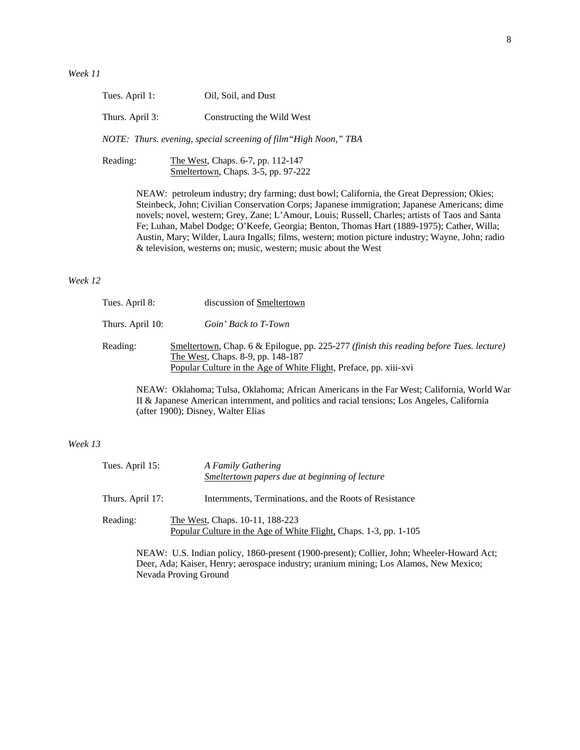*Week 11*

Tues. April 1: Oil, Soil, and Dust

Thurs. April 3: Constructing the Wild West

*NOTE: Thurs. evening, special screening of film"High Noon," TBA*

Reading: The West, Chaps. 6-7, pp. 112-147
Smeltertown, Chaps. 3-5, pp. 97-222

NEAW: petroleum industry; dry farming; dust bowl; California, the Great Depression; Okies; Steinbeck, John; Civilian Conservation Corps; Japanese immigration; Japanese Americans; dime novels; novel, western; Grey, Zane; L'Amour, Louis; Russell, Charles; artists of Taos and Santa Fe; Luhan, Mabel Dodge; O'Keefe, Georgia; Benton, Thomas Hart (1889-1975); Cather, Willa; Austin, Mary; Wilder, Laura Ingalls; films, western; motion picture industry; Wayne, John; radio & television, westerns on; music, western; music about the West

*Week 12*

Tues. April 8: discussion of Smeltertown

Thurs. April 10: *Goin' Back to T-Town*

Reading: Smeltertown, Chap. 6 & Epilogue, pp. 225-277 *(finish this reading before Tues. lecture)*
The West, Chaps. 8-9, pp. 148-187
Popular Culture in the Age of White Flight, Preface, pp. xiii-xvi

NEAW: Oklahoma; Tulsa, Oklahoma; African Americans in the Far West; California, World War II & Japanese American internment, and politics and racial tensions; Los Angeles, California (after 1900); Disney, Walter Elias

*Week 13*

Tues. April 15: *A Family Gathering*
*Smeltertown papers due at beginning of lecture*

Thurs. April 17: Internments, Terminations, and the Roots of Resistance

Reading: The West, Chaps. 10-11, 188-223
Popular Culture in the Age of White Flight, Chaps. 1-3, pp. 1-105

NEAW: U.S. Indian policy, 1860-present (1900-present); Collier, John; Wheeler-Howard Act; Deer, Ada; Kaiser, Henry; aerospace industry; uranium mining; Los Alamos, New Mexico; Nevada Proving Ground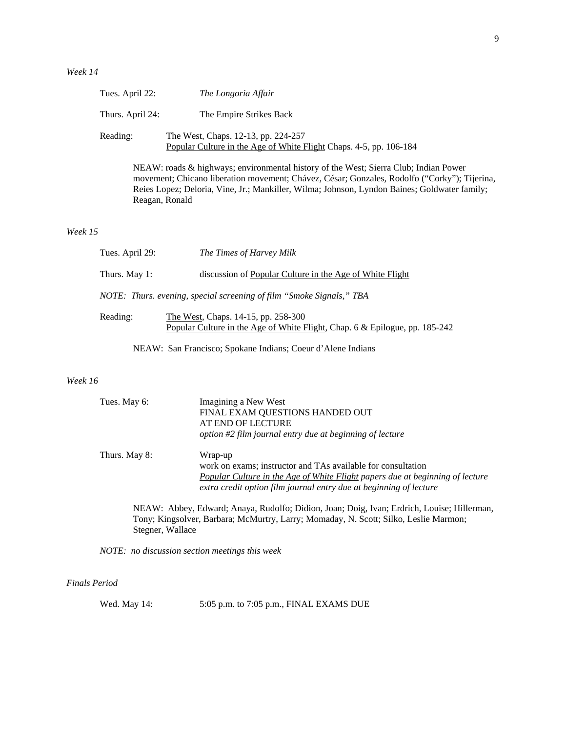*Week 14*

Tues. April 22: *The Longoria Affair*

Thurs. April 24: The Empire Strikes Back

Reading: The West, Chaps. 12-13, pp. 224-257
Popular Culture in the Age of White Flight Chaps. 4-5, pp. 106-184

NEAW: roads & highways; environmental history of the West; Sierra Club; Indian Power movement; Chicano liberation movement; Chávez, César; Gonzales, Rodolfo ("Corky"); Tijerina, Reies Lopez; Deloria, Vine, Jr.; Mankiller, Wilma; Johnson, Lyndon Baines; Goldwater family; Reagan, Ronald

*Week 15*

Tues. April 29: *The Times of Harvey Milk*

Thurs. May 1: discussion of Popular Culture in the Age of White Flight

*NOTE: Thurs. evening, special screening of film "Smoke Signals," TBA*

Reading: The West, Chaps. 14-15, pp. 258-300
Popular Culture in the Age of White Flight, Chap. 6 & Epilogue, pp. 185-242

NEAW: San Francisco; Spokane Indians; Coeur d'Alene Indians

*Week 16*

Tues. May 6: Imagining a New West
FINAL EXAM QUESTIONS HANDED OUT
AT END OF LECTURE
*option #2 film journal entry due at beginning of lecture*

Thurs. May 8: Wrap-up
work on exams; instructor and TAs available for consultation
*Popular Culture in the Age of White Flight papers due at beginning of lecture*
*extra credit option film journal entry due at beginning of lecture*

NEAW: Abbey, Edward; Anaya, Rudolfo; Didion, Joan; Doig, Ivan; Erdrich, Louise; Hillerman, Tony; Kingsolver, Barbara; McMurtry, Larry; Momaday, N. Scott; Silko, Leslie Marmon; Stegner, Wallace

*NOTE: no discussion section meetings this week*

*Finals Period*

Wed. May 14: 5:05 p.m. to 7:05 p.m., FINAL EXAMS DUE